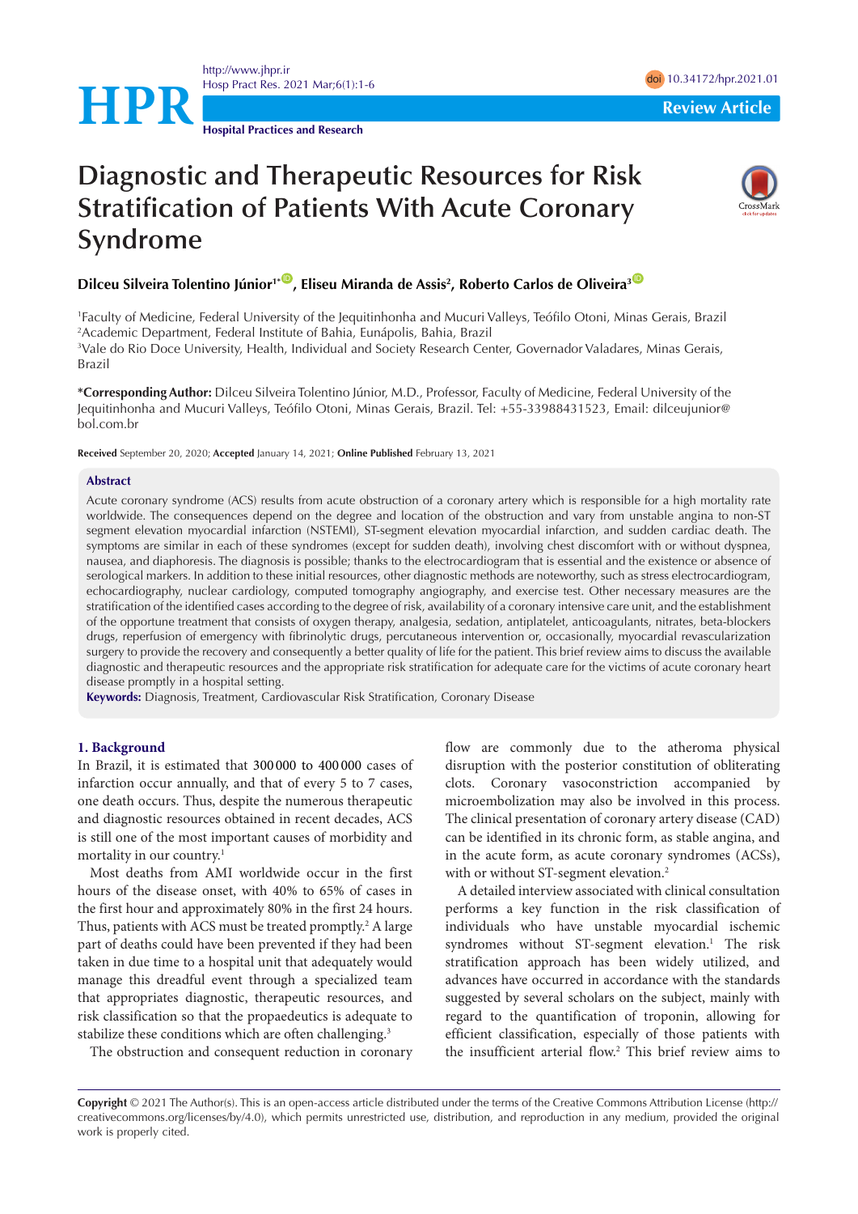Review Article

# Diagnostic and Therapeutic Resources for Risk Stratification of Patients With Acute Coronary Syndrome

**Dilceu Silveira Tolentino Júnior[1*], Eliseu Miranda de Assis[2], Roberto Carlos de Oliveira[3]**

[1]Faculty of Medicine, Federal University of the Jequitinhonha and Mucuri Valleys, Teófilo Otoni, Minas Gerais, Brazil
[2]Academic Department, Federal Institute of Bahia, Eunápolis, Bahia, Brazil
[3]Vale do Rio Doce University, Health, Individual and Society Research Center, Governador Valadares, Minas Gerais, Brazil

**\*Corresponding Author:** Dilceu Silveira Tolentino Júnior, M.D., Professor, Faculty of Medicine, Federal University of the Jequitinhonha and Mucuri Valleys, Teófilo Otoni, Minas Gerais, Brazil. Tel: +55-33988431523, Email: dilceujunior@bol.com.br

**Received** September 20, 2020; **Accepted** January 14, 2021; **Online Published** February 13, 2021

## Abstract

Acute coronary syndrome (ACS) results from acute obstruction of a coronary artery which is responsible for a high mortality rate worldwide. The consequences depend on the degree and location of the obstruction and vary from unstable angina to non-ST segment elevation myocardial infarction (NSTEMI), ST-segment elevation myocardial infarction, and sudden cardiac death. The symptoms are similar in each of these syndromes (except for sudden death), involving chest discomfort with or without dyspnea, nausea, and diaphoresis. The diagnosis is possible; thanks to the electrocardiogram that is essential and the existence or absence of serological markers. In addition to these initial resources, other diagnostic methods are noteworthy, such as stress electrocardiogram, echocardiography, nuclear cardiology, computed tomography angiography, and exercise test. Other necessary measures are the stratification of the identified cases according to the degree of risk, availability of a coronary intensive care unit, and the establishment of the opportune treatment that consists of oxygen therapy, analgesia, sedation, antiplatelet, anticoagulants, nitrates, beta-blockers drugs, reperfusion of emergency with fibrinolytic drugs, percutaneous intervention or, occasionally, myocardial revascularization surgery to provide the recovery and consequently a better quality of life for the patient. This brief review aims to discuss the available diagnostic and therapeutic resources and the appropriate risk stratification for adequate care for the victims of acute coronary heart disease promptly in a hospital setting.

**Keywords:** Diagnosis, Treatment, Cardiovascular Risk Stratification, Coronary Disease

## 1. Background

In Brazil, it is estimated that 300 000 to 400 000 cases of infarction occur annually, and that of every 5 to 7 cases, one death occurs. Thus, despite the numerous therapeutic and diagnostic resources obtained in recent decades, ACS is still one of the most important causes of morbidity and mortality in our country.[1]

Most deaths from AMI worldwide occur in the first hours of the disease onset, with 40% to 65% of cases in the first hour and approximately 80% in the first 24 hours. Thus, patients with ACS must be treated promptly.[2] A large part of deaths could have been prevented if they had been taken in due time to a hospital unit that adequately would manage this dreadful event through a specialized team that appropriates diagnostic, therapeutic resources, and risk classification so that the propaedeutics is adequate to stabilize these conditions which are often challenging.[3]

The obstruction and consequent reduction in coronary flow are commonly due to the atheroma physical disruption with the posterior constitution of obliterating clots. Coronary vasoconstriction accompanied by microembolization may also be involved in this process. The clinical presentation of coronary artery disease (CAD) can be identified in its chronic form, as stable angina, and in the acute form, as acute coronary syndromes (ACSs), with or without ST-segment elevation.[2]

A detailed interview associated with clinical consultation performs a key function in the risk classification of individuals who have unstable myocardial ischemic syndromes without ST-segment elevation.[1] The risk stratification approach has been widely utilized, and advances have occurred in accordance with the standards suggested by several scholars on the subject, mainly with regard to the quantification of troponin, allowing for efficient classification, especially of those patients with the insufficient arterial flow.[2] This brief review aims to

**Copyright** © 2021 The Author(s). This is an open-access article distributed under the terms of the Creative Commons Attribution License (http://creativecommons.org/licenses/by/4.0), which permits unrestricted use, distribution, and reproduction in any medium, provided the original work is properly cited.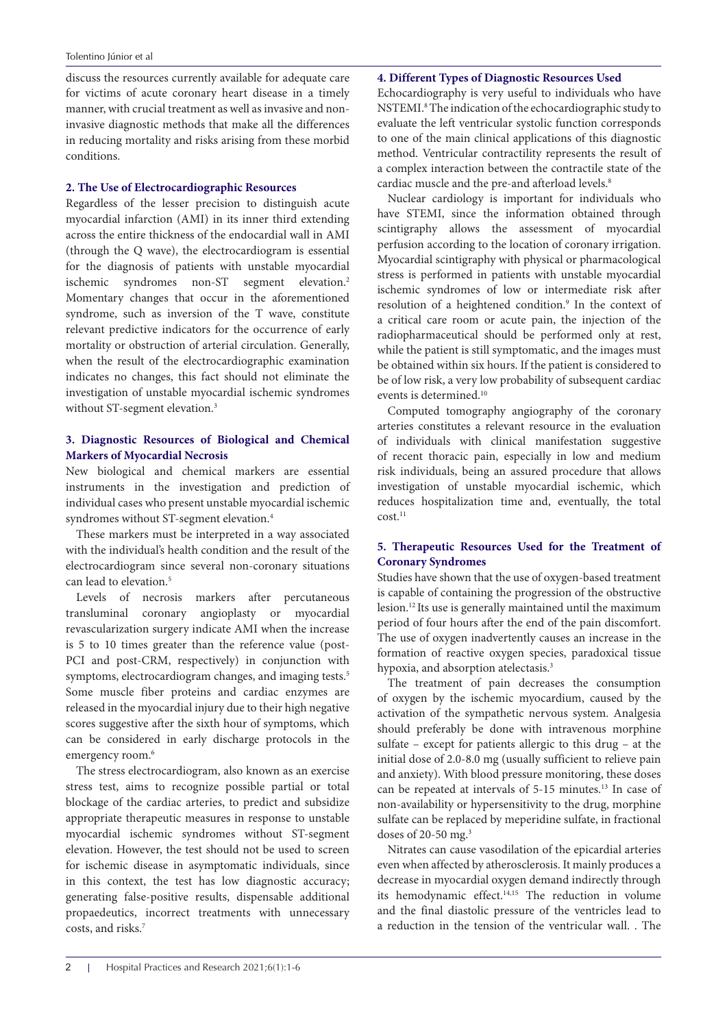discuss the resources currently available for adequate care for victims of acute coronary heart disease in a timely manner, with crucial treatment as well as invasive and non-invasive diagnostic methods that make all the differences in reducing mortality and risks arising from these morbid conditions.

## 2. The Use of Electrocardiographic Resources

Regardless of the lesser precision to distinguish acute myocardial infarction (AMI) in its inner third extending across the entire thickness of the endocardial wall in AMI (through the Q wave), the electrocardiogram is essential for the diagnosis of patients with unstable myocardial ischemic syndromes non-ST segment elevation.[2] Momentary changes that occur in the aforementioned syndrome, such as inversion of the T wave, constitute relevant predictive indicators for the occurrence of early mortality or obstruction of arterial circulation. Generally, when the result of the electrocardiographic examination indicates no changes, this fact should not eliminate the investigation of unstable myocardial ischemic syndromes without ST-segment elevation.[3]

## 3. Diagnostic Resources of Biological and Chemical Markers of Myocardial Necrosis

New biological and chemical markers are essential instruments in the investigation and prediction of individual cases who present unstable myocardial ischemic syndromes without ST-segment elevation.[4]

These markers must be interpreted in a way associated with the individual's health condition and the result of the electrocardiogram since several non-coronary situations can lead to elevation.[5]

Levels of necrosis markers after percutaneous transluminal coronary angioplasty or myocardial revascularization surgery indicate AMI when the increase is 5 to 10 times greater than the reference value (post-PCI and post-CRM, respectively) in conjunction with symptoms, electrocardiogram changes, and imaging tests.[5] Some muscle fiber proteins and cardiac enzymes are released in the myocardial injury due to their high negative scores suggestive after the sixth hour of symptoms, which can be considered in early discharge protocols in the emergency room.[6]

The stress electrocardiogram, also known as an exercise stress test, aims to recognize possible partial or total blockage of the cardiac arteries, to predict and subsidize appropriate therapeutic measures in response to unstable myocardial ischemic syndromes without ST-segment elevation. However, the test should not be used to screen for ischemic disease in asymptomatic individuals, since in this context, the test has low diagnostic accuracy; generating false-positive results, dispensable additional propaedeutics, incorrect treatments with unnecessary costs, and risks.[7]

## 4. Different Types of Diagnostic Resources Used

Echocardiography is very useful to individuals who have NSTEMI.[8] The indication of the echocardiographic study to evaluate the left ventricular systolic function corresponds to one of the main clinical applications of this diagnostic method. Ventricular contractility represents the result of a complex interaction between the contractile state of the cardiac muscle and the pre-and afterload levels.[8]

Nuclear cardiology is important for individuals who have STEMI, since the information obtained through scintigraphy allows the assessment of myocardial perfusion according to the location of coronary irrigation. Myocardial scintigraphy with physical or pharmacological stress is performed in patients with unstable myocardial ischemic syndromes of low or intermediate risk after resolution of a heightened condition.[9] In the context of a critical care room or acute pain, the injection of the radiopharmaceutical should be performed only at rest, while the patient is still symptomatic, and the images must be obtained within six hours. If the patient is considered to be of low risk, a very low probability of subsequent cardiac events is determined.[10]

Computed tomography angiography of the coronary arteries constitutes a relevant resource in the evaluation of individuals with clinical manifestation suggestive of recent thoracic pain, especially in low and medium risk individuals, being an assured procedure that allows investigation of unstable myocardial ischemic, which reduces hospitalization time and, eventually, the total cost.[11]

## 5. Therapeutic Resources Used for the Treatment of Coronary Syndromes

Studies have shown that the use of oxygen-based treatment is capable of containing the progression of the obstructive lesion.[12] Its use is generally maintained until the maximum period of four hours after the end of the pain discomfort. The use of oxygen inadvertently causes an increase in the formation of reactive oxygen species, paradoxical tissue hypoxia, and absorption atelectasis.[3]

The treatment of pain decreases the consumption of oxygen by the ischemic myocardium, caused by the activation of the sympathetic nervous system. Analgesia should preferably be done with intravenous morphine sulfate – except for patients allergic to this drug – at the initial dose of 2.0-8.0 mg (usually sufficient to relieve pain and anxiety). With blood pressure monitoring, these doses can be repeated at intervals of 5-15 minutes.[13] In case of non-availability or hypersensitivity to the drug, morphine sulfate can be replaced by meperidine sulfate, in fractional doses of 20-50 mg.[3]

Nitrates can cause vasodilation of the epicardial arteries even when affected by atherosclerosis. It mainly produces a decrease in myocardial oxygen demand indirectly through its hemodynamic effect.[14,15] The reduction in volume and the final diastolic pressure of the ventricles lead to a reduction in the tension of the ventricular wall. . The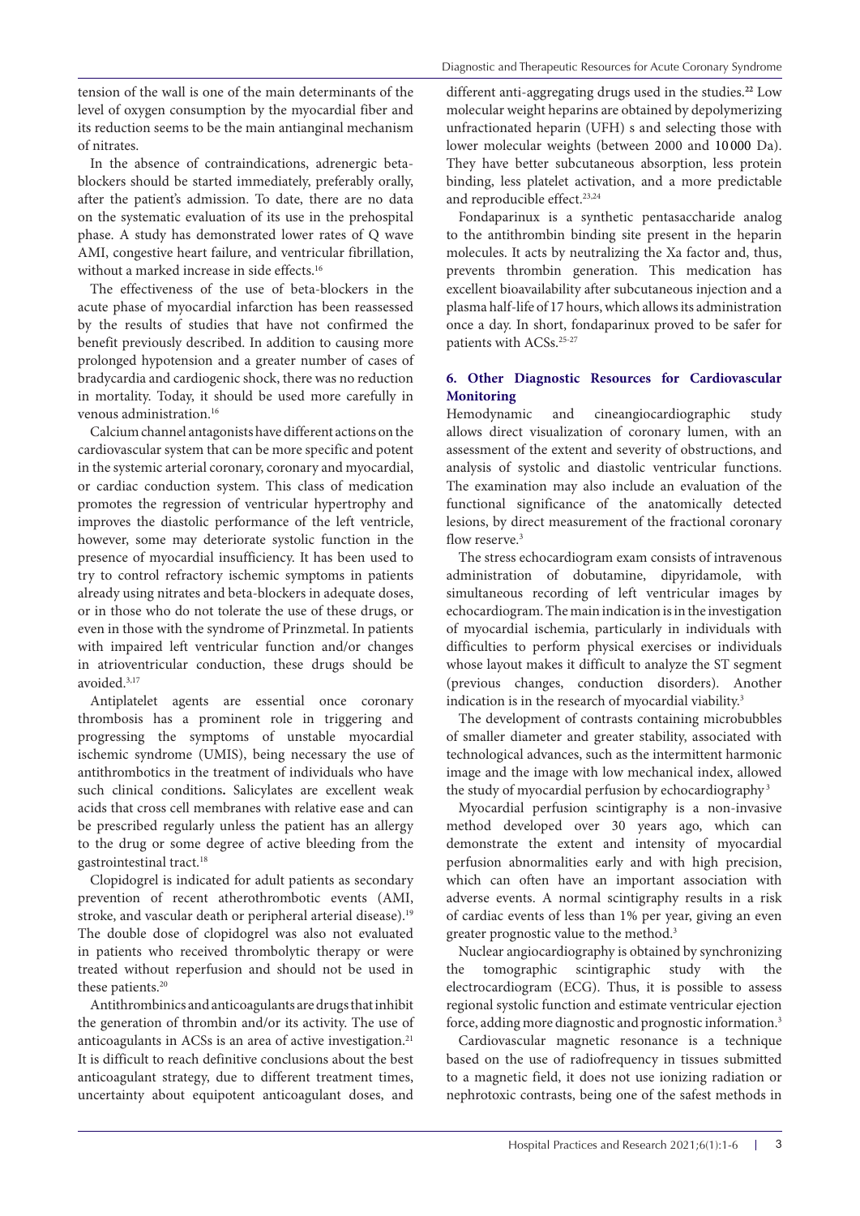tension of the wall is one of the main determinants of the level of oxygen consumption by the myocardial fiber and its reduction seems to be the main antianginal mechanism of nitrates.

In the absence of contraindications, adrenergic beta-blockers should be started immediately, preferably orally, after the patient's admission. To date, there are no data on the systematic evaluation of its use in the prehospital phase. A study has demonstrated lower rates of Q wave AMI, congestive heart failure, and ventricular fibrillation, without a marked increase in side effects.[16]

The effectiveness of the use of beta-blockers in the acute phase of myocardial infarction has been reassessed by the results of studies that have not confirmed the benefit previously described. In addition to causing more prolonged hypotension and a greater number of cases of bradycardia and cardiogenic shock, there was no reduction in mortality. Today, it should be used more carefully in venous administration.[16]

Calcium channel antagonists have different actions on the cardiovascular system that can be more specific and potent in the systemic arterial coronary, coronary and myocardial, or cardiac conduction system. This class of medication promotes the regression of ventricular hypertrophy and improves the diastolic performance of the left ventricle, however, some may deteriorate systolic function in the presence of myocardial insufficiency. It has been used to try to control refractory ischemic symptoms in patients already using nitrates and beta-blockers in adequate doses, or in those who do not tolerate the use of these drugs, or even in those with the syndrome of Prinzmetal. In patients with impaired left ventricular function and/or changes in atrioventricular conduction, these drugs should be avoided.[3,17]

Antiplatelet agents are essential once coronary thrombosis has a prominent role in triggering and progressing the symptoms of unstable myocardial ischemic syndrome (UMIS), being necessary the use of antithrombotics in the treatment of individuals who have such clinical conditions**.** Salicylates are excellent weak acids that cross cell membranes with relative ease and can be prescribed regularly unless the patient has an allergy to the drug or some degree of active bleeding from the gastrointestinal tract.[18]

Clopidogrel is indicated for adult patients as secondary prevention of recent atherothrombotic events (AMI, stroke, and vascular death or peripheral arterial disease).[19] The double dose of clopidogrel was also not evaluated in patients who received thrombolytic therapy or were treated without reperfusion and should not be used in these patients.[20]

Antithrombinics and anticoagulants are drugs that inhibit the generation of thrombin and/or its activity. The use of anticoagulants in ACSs is an area of active investigation.[21] It is difficult to reach definitive conclusions about the best anticoagulant strategy, due to different treatment times, uncertainty about equipotent anticoagulant doses, and different anti-aggregating drugs used in the studies.[22] Low molecular weight heparins are obtained by depolymerizing unfractionated heparin (UFH) s and selecting those with lower molecular weights (between 2000 and 10 000 Da). They have better subcutaneous absorption, less protein binding, less platelet activation, and a more predictable and reproducible effect.[23,24]

Fondaparinux is a synthetic pentasaccharide analog to the antithrombin binding site present in the heparin molecules. It acts by neutralizing the Xa factor and, thus, prevents thrombin generation. This medication has excellent bioavailability after subcutaneous injection and a plasma half-life of 17 hours, which allows its administration once a day. In short, fondaparinux proved to be safer for patients with ACSs.[25-27]

## 6. Other Diagnostic Resources for Cardiovascular Monitoring

Hemodynamic and cineangiocardiographic study allows direct visualization of coronary lumen, with an assessment of the extent and severity of obstructions, and analysis of systolic and diastolic ventricular functions. The examination may also include an evaluation of the functional significance of the anatomically detected lesions, by direct measurement of the fractional coronary flow reserve.[3]

The stress echocardiogram exam consists of intravenous administration of dobutamine, dipyridamole, with simultaneous recording of left ventricular images by echocardiogram. The main indication is in the investigation of myocardial ischemia, particularly in individuals with difficulties to perform physical exercises or individuals whose layout makes it difficult to analyze the ST segment (previous changes, conduction disorders). Another indication is in the research of myocardial viability.[3]

The development of contrasts containing microbubbles of smaller diameter and greater stability, associated with technological advances, such as the intermittent harmonic image and the image with low mechanical index, allowed the study of myocardial perfusion by echocardiography[3]

Myocardial perfusion scintigraphy is a non-invasive method developed over 30 years ago, which can demonstrate the extent and intensity of myocardial perfusion abnormalities early and with high precision, which can often have an important association with adverse events. A normal scintigraphy results in a risk of cardiac events of less than 1% per year, giving an even greater prognostic value to the method.[3]

Nuclear angiocardiography is obtained by synchronizing the tomographic scintigraphic study with the electrocardiogram (ECG). Thus, it is possible to assess regional systolic function and estimate ventricular ejection force, adding more diagnostic and prognostic information.[3]

Cardiovascular magnetic resonance is a technique based on the use of radiofrequency in tissues submitted to a magnetic field, it does not use ionizing radiation or nephrotoxic contrasts, being one of the safest methods in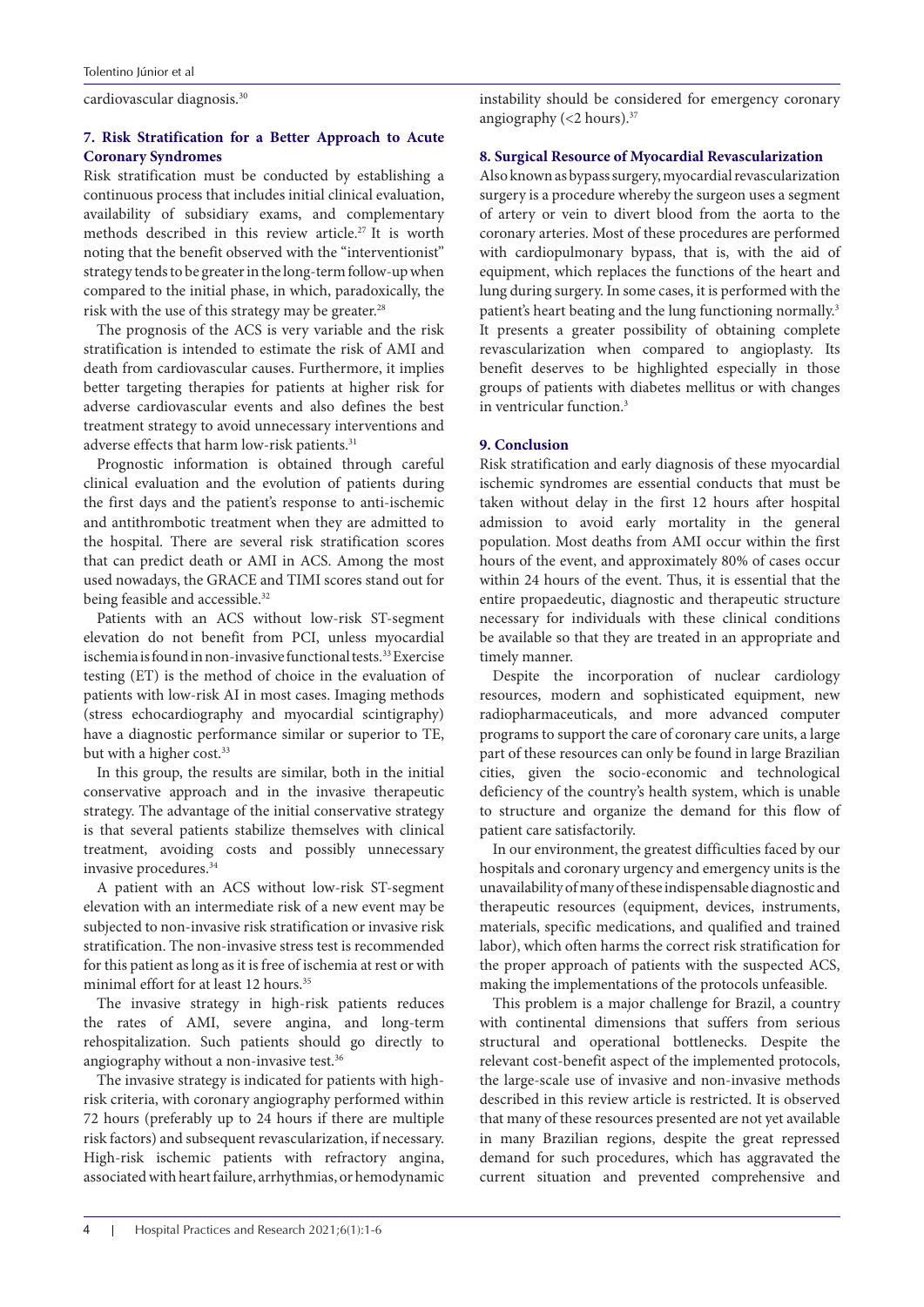cardiovascular diagnosis.[30]

### 7. Risk Stratification for a Better Approach to Acute Coronary Syndromes

Risk stratification must be conducted by establishing a continuous process that includes initial clinical evaluation, availability of subsidiary exams, and complementary methods described in this review article.[27] It is worth noting that the benefit observed with the "interventionist" strategy tends to be greater in the long-term follow-up when compared to the initial phase, in which, paradoxically, the risk with the use of this strategy may be greater.[28]

The prognosis of the ACS is very variable and the risk stratification is intended to estimate the risk of AMI and death from cardiovascular causes. Furthermore, it implies better targeting therapies for patients at higher risk for adverse cardiovascular events and also defines the best treatment strategy to avoid unnecessary interventions and adverse effects that harm low-risk patients.[31]

Prognostic information is obtained through careful clinical evaluation and the evolution of patients during the first days and the patient's response to anti-ischemic and antithrombotic treatment when they are admitted to the hospital. There are several risk stratification scores that can predict death or AMI in ACS. Among the most used nowadays, the GRACE and TIMI scores stand out for being feasible and accessible.[32]

Patients with an ACS without low-risk ST-segment elevation do not benefit from PCI, unless myocardial ischemia is found in non-invasive functional tests.[33] Exercise testing (ET) is the method of choice in the evaluation of patients with low-risk AI in most cases. Imaging methods (stress echocardiography and myocardial scintigraphy) have a diagnostic performance similar or superior to TE, but with a higher cost.[33]

In this group, the results are similar, both in the initial conservative approach and in the invasive therapeutic strategy. The advantage of the initial conservative strategy is that several patients stabilize themselves with clinical treatment, avoiding costs and possibly unnecessary invasive procedures.[34]

A patient with an ACS without low-risk ST-segment elevation with an intermediate risk of a new event may be subjected to non-invasive risk stratification or invasive risk stratification. The non-invasive stress test is recommended for this patient as long as it is free of ischemia at rest or with minimal effort for at least 12 hours.[35]

The invasive strategy in high-risk patients reduces the rates of AMI, severe angina, and long-term rehospitalization. Such patients should go directly to angiography without a non-invasive test.[36]

The invasive strategy is indicated for patients with high-risk criteria, with coronary angiography performed within 72 hours (preferably up to 24 hours if there are multiple risk factors) and subsequent revascularization, if necessary. High-risk ischemic patients with refractory angina, associated with heart failure, arrhythmias, or hemodynamic instability should be considered for emergency coronary angiography (<2 hours).[37]

### 8. Surgical Resource of Myocardial Revascularization

Also known as bypass surgery, myocardial revascularization surgery is a procedure whereby the surgeon uses a segment of artery or vein to divert blood from the aorta to the coronary arteries. Most of these procedures are performed with cardiopulmonary bypass, that is, with the aid of equipment, which replaces the functions of the heart and lung during surgery. In some cases, it is performed with the patient's heart beating and the lung functioning normally.[3] It presents a greater possibility of obtaining complete revascularization when compared to angioplasty. Its benefit deserves to be highlighted especially in those groups of patients with diabetes mellitus or with changes in ventricular function.[3]

### 9. Conclusion

Risk stratification and early diagnosis of these myocardial ischemic syndromes are essential conducts that must be taken without delay in the first 12 hours after hospital admission to avoid early mortality in the general population. Most deaths from AMI occur within the first hours of the event, and approximately 80% of cases occur within 24 hours of the event. Thus, it is essential that the entire propaedeutic, diagnostic and therapeutic structure necessary for individuals with these clinical conditions be available so that they are treated in an appropriate and timely manner.

Despite the incorporation of nuclear cardiology resources, modern and sophisticated equipment, new radiopharmaceuticals, and more advanced computer programs to support the care of coronary care units, a large part of these resources can only be found in large Brazilian cities, given the socio-economic and technological deficiency of the country's health system, which is unable to structure and organize the demand for this flow of patient care satisfactorily.

In our environment, the greatest difficulties faced by our hospitals and coronary urgency and emergency units is the unavailability of many of these indispensable diagnostic and therapeutic resources (equipment, devices, instruments, materials, specific medications, and qualified and trained labor), which often harms the correct risk stratification for the proper approach of patients with the suspected ACS, making the implementations of the protocols unfeasible.

This problem is a major challenge for Brazil, a country with continental dimensions that suffers from serious structural and operational bottlenecks. Despite the relevant cost-benefit aspect of the implemented protocols, the large-scale use of invasive and non-invasive methods described in this review article is restricted. It is observed that many of these resources presented are not yet available in many Brazilian regions, despite the great repressed demand for such procedures, which has aggravated the current situation and prevented comprehensive and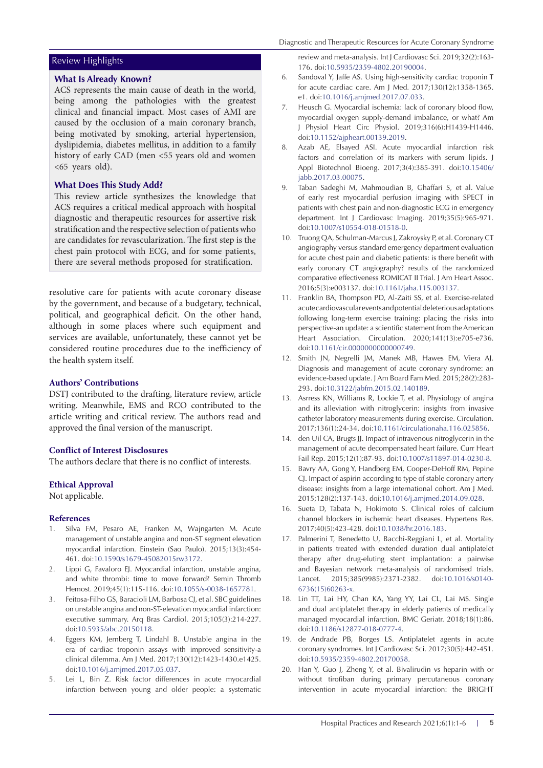## Review Highlights

### What Is Already Known?

ACS represents the main cause of death in the world, being among the pathologies with the greatest clinical and financial impact. Most cases of AMI are caused by the occlusion of a main coronary branch, being motivated by smoking, arterial hypertension, dyslipidemia, diabetes mellitus, in addition to a family history of early CAD (men <55 years old and women <65 years old).

### What Does This Study Add?

This review article synthesizes the knowledge that ACS requires a critical medical approach with hospital diagnostic and therapeutic resources for assertive risk stratification and the respective selection of patients who are candidates for revascularization. The first step is the chest pain protocol with ECG, and for some patients, there are several methods proposed for stratification.

resolutive care for patients with acute coronary disease by the government, and because of a budgetary, technical, political, and geographical deficit. On the other hand, although in some places where such equipment and services are available, unfortunately, these cannot yet be considered routine procedures due to the inefficiency of the health system itself.

## Authors' Contributions

DSTJ contributed to the drafting, literature review, article writing. Meanwhile, EMS and RCO contributed to the article writing and critical review. The authors read and approved the final version of the manuscript.

## Conflict of Interest Disclosures

The authors declare that there is no conflict of interests.

## Ethical Approval

Not applicable.

## References

1. Silva FM, Pesaro AE, Franken M, Wajngarten M. Acute management of unstable angina and non-ST segment elevation myocardial infarction. Einstein (Sao Paulo). 2015;13(3):454-461. doi:10.1590/s1679-45082015rw3172.
2. Lippi G, Favaloro EJ. Myocardial infarction, unstable angina, and white thrombi: time to move forward? Semin Thromb Hemost. 2019;45(1):115-116. doi:10.1055/s-0038-1657781.
3. Feitosa-Filho GS, Baracioli LM, Barbosa CJ, et al. SBC guidelines on unstable angina and non-ST-elevation myocardial infarction: executive summary. Arq Bras Cardiol. 2015;105(3):214-227. doi:10.5935/abc.20150118.
4. Eggers KM, Jernberg T, Lindahl B. Unstable angina in the era of cardiac troponin assays with improved sensitivity-a clinical dilemma. Am J Med. 2017;130(12):1423-1430.e1425. doi:10.1016/j.amjmed.2017.05.037.
5. Lei L, Bin Z. Risk factor differences in acute myocardial infarction between young and older people: a systematic review and meta-analysis. Int J Cardiovasc Sci. 2019;32(2):163-176. doi:10.5935/2359-4802.20190004.
6. Sandoval Y, Jaffe AS. Using high-sensitivity cardiac troponin T for acute cardiac care. Am J Med. 2017;130(12):1358-1365.e1. doi:10.1016/j.amjmed.2017.07.033.
7. Heusch G. Myocardial ischemia: lack of coronary blood flow, myocardial oxygen supply-demand imbalance, or what? Am J Physiol Heart Circ Physiol. 2019;316(6):H1439-H1446. doi:10.1152/ajpheart.00139.2019.
8. Azab AE, Elsayed ASI. Acute myocardial infarction risk factors and correlation of its markers with serum lipids. J Appl Biotechnol Bioeng. 2017;3(4):385-391. doi:10.15406/jabb.2017.03.00075.
9. Taban Sadeghi M, Mahmoudian B, Ghaffari S, et al. Value of early rest myocardial perfusion imaging with SPECT in patients with chest pain and non-diagnostic ECG in emergency department. Int J Cardiovasc Imaging. 2019;35(5):965-971. doi:10.1007/s10554-018-01518-0.
10. Truong QA, Schulman-Marcus J, Zakroysky P, et al. Coronary CT angiography versus standard emergency department evaluation for acute chest pain and diabetic patients: is there benefit with early coronary CT angiography? results of the randomized comparative effectiveness ROMICAT II Trial. J Am Heart Assoc. 2016;5(3):e003137. doi:10.1161/jaha.115.003137.
11. Franklin BA, Thompson PD, Al-Zaiti SS, et al. Exercise-related acute cardiovascular events and potential deleterious adaptations following long-term exercise training: placing the risks into perspective-an update: a scientific statement from the American Heart Association. Circulation. 2020;141(13):e705-e736. doi:10.1161/cir.0000000000000749.
12. Smith JN, Negrelli JM, Manek MB, Hawes EM, Viera AJ. Diagnosis and management of acute coronary syndrome: an evidence-based update. J Am Board Fam Med. 2015;28(2):283-293. doi:10.3122/jabfm.2015.02.140189.
13. Asrress KN, Williams R, Lockie T, et al. Physiology of angina and its alleviation with nitroglycerin: insights from invasive catheter laboratory measurements during exercise. Circulation. 2017;136(1):24-34. doi:10.1161/circulationaha.116.025856.
14. den Uil CA, Brugts JJ. Impact of intravenous nitroglycerin in the management of acute decompensated heart failure. Curr Heart Fail Rep. 2015;12(1):87-93. doi:10.1007/s11897-014-0230-8.
15. Bavry AA, Gong Y, Handberg EM, Cooper-DeHoff RM, Pepine CJ. Impact of aspirin according to type of stable coronary artery disease: insights from a large international cohort. Am J Med. 2015;128(2):137-143. doi:10.1016/j.amjmed.2014.09.028.
16. Sueta D, Tabata N, Hokimoto S. Clinical roles of calcium channel blockers in ischemic heart diseases. Hypertens Res. 2017;40(5):423-428. doi:10.1038/hr.2016.183.
17. Palmerini T, Benedetto U, Bacchi-Reggiani L, et al. Mortality in patients treated with extended duration dual antiplatelet therapy after drug-eluting stent implantation: a pairwise and Bayesian network meta-analysis of randomised trials. Lancet. 2015;385(9985):2371-2382. doi:10.1016/s0140-6736(15)60263-x.
18. Lin TT, Lai HY, Chan KA, Yang YY, Lai CL, Lai MS. Single and dual antiplatelet therapy in elderly patients of medically managed myocardial infarction. BMC Geriatr. 2018;18(1):86. doi:10.1186/s12877-018-0777-4.
19. de Andrade PB, Borges LS. Antiplatelet agents in acute coronary syndromes. Int J Cardiovasc Sci. 2017;30(5):442-451. doi:10.5935/2359-4802.20170058.
20. Han Y, Guo J, Zheng Y, et al. Bivalirudin vs heparin with or without tirofiban during primary percutaneous coronary intervention in acute myocardial infarction: the BRIGHT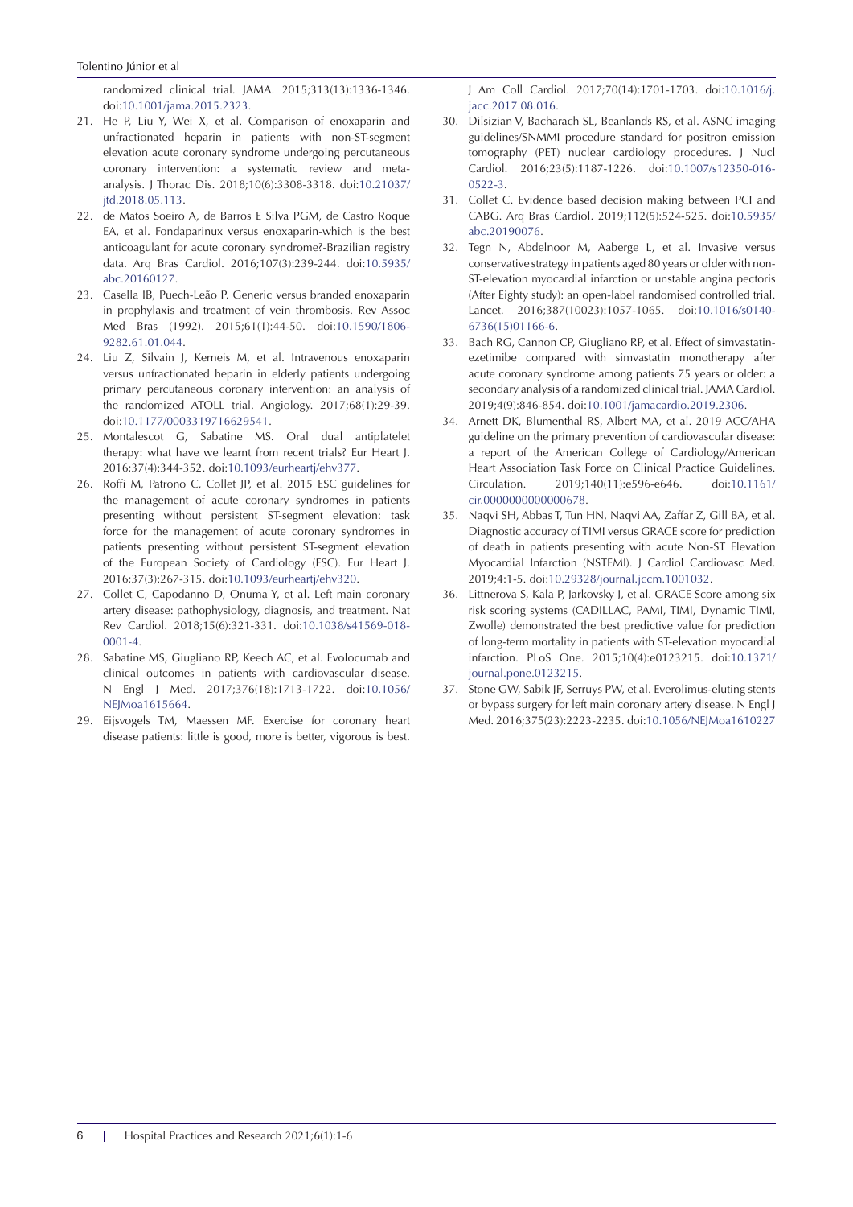randomized clinical trial. JAMA. 2015;313(13):1336-1346. doi:10.1001/jama.2015.2323.

21. He P, Liu Y, Wei X, et al. Comparison of enoxaparin and unfractionated heparin in patients with non-ST-segment elevation acute coronary syndrome undergoing percutaneous coronary intervention: a systematic review and meta-analysis. J Thorac Dis. 2018;10(6):3308-3318. doi:10.21037/jtd.2018.05.113.
22. de Matos Soeiro A, de Barros E Silva PGM, de Castro Roque EA, et al. Fondaparinux versus enoxaparin-which is the best anticoagulant for acute coronary syndrome?-Brazilian registry data. Arq Bras Cardiol. 2016;107(3):239-244. doi:10.5935/abc.20160127.
23. Casella IB, Puech-Leão P. Generic versus branded enoxaparin in prophylaxis and treatment of vein thrombosis. Rev Assoc Med Bras (1992). 2015;61(1):44-50. doi:10.1590/1806-9282.61.01.044.
24. Liu Z, Silvain J, Kerneis M, et al. Intravenous enoxaparin versus unfractionated heparin in elderly patients undergoing primary percutaneous coronary intervention: an analysis of the randomized ATOLL trial. Angiology. 2017;68(1):29-39. doi:10.1177/0003319716629541.
25. Montalescot G, Sabatine MS. Oral dual antiplatelet therapy: what have we learnt from recent trials? Eur Heart J. 2016;37(4):344-352. doi:10.1093/eurheartj/ehv377.
26. Roffi M, Patrono C, Collet JP, et al. 2015 ESC guidelines for the management of acute coronary syndromes in patients presenting without persistent ST-segment elevation: task force for the management of acute coronary syndromes in patients presenting without persistent ST-segment elevation of the European Society of Cardiology (ESC). Eur Heart J. 2016;37(3):267-315. doi:10.1093/eurheartj/ehv320.
27. Collet C, Capodanno D, Onuma Y, et al. Left main coronary artery disease: pathophysiology, diagnosis, and treatment. Nat Rev Cardiol. 2018;15(6):321-331. doi:10.1038/s41569-018-0001-4.
28. Sabatine MS, Giugliano RP, Keech AC, et al. Evolocumab and clinical outcomes in patients with cardiovascular disease. N Engl J Med. 2017;376(18):1713-1722. doi:10.1056/NEJMoa1615664.
29. Eijsvogels TM, Maessen MF. Exercise for coronary heart disease patients: little is good, more is better, vigorous is best. J Am Coll Cardiol. 2017;70(14):1701-1703. doi:10.1016/j.jacc.2017.08.016.
30. Dilsizian V, Bacharach SL, Beanlands RS, et al. ASNC imaging guidelines/SNMMI procedure standard for positron emission tomography (PET) nuclear cardiology procedures. J Nucl Cardiol. 2016;23(5):1187-1226. doi:10.1007/s12350-016-0522-3.
31. Collet C. Evidence based decision making between PCI and CABG. Arq Bras Cardiol. 2019;112(5):524-525. doi:10.5935/abc.20190076.
32. Tegn N, Abdelnoor M, Aaberge L, et al. Invasive versus conservative strategy in patients aged 80 years or older with non-ST-elevation myocardial infarction or unstable angina pectoris (After Eighty study): an open-label randomised controlled trial. Lancet. 2016;387(10023):1057-1065. doi:10.1016/s0140-6736(15)01166-6.
33. Bach RG, Cannon CP, Giugliano RP, et al. Effect of simvastatin-ezetimibe compared with simvastatin monotherapy after acute coronary syndrome among patients 75 years or older: a secondary analysis of a randomized clinical trial. JAMA Cardiol. 2019;4(9):846-854. doi:10.1001/jamacardio.2019.2306.
34. Arnett DK, Blumenthal RS, Albert MA, et al. 2019 ACC/AHA guideline on the primary prevention of cardiovascular disease: a report of the American College of Cardiology/American Heart Association Task Force on Clinical Practice Guidelines. Circulation. 2019;140(11):e596-e646. doi:10.1161/cir.0000000000000678.
35. Naqvi SH, Abbas T, Tun HN, Naqvi AA, Zaffar Z, Gill BA, et al. Diagnostic accuracy of TIMI versus GRACE score for prediction of death in patients presenting with acute Non-ST Elevation Myocardial Infarction (NSTEMI). J Cardiol Cardiovasc Med. 2019;4:1-5. doi:10.29328/journal.jccm.1001032.
36. Littnerova S, Kala P, Jarkovsky J, et al. GRACE Score among six risk scoring systems (CADILLAC, PAMI, TIMI, Dynamic TIMI, Zwolle) demonstrated the best predictive value for prediction of long-term mortality in patients with ST-elevation myocardial infarction. PLoS One. 2015;10(4):e0123215. doi:10.1371/journal.pone.0123215.
37. Stone GW, Sabik JF, Serruys PW, et al. Everolimus-eluting stents or bypass surgery for left main coronary artery disease. N Engl J Med. 2016;375(23):2223-2235. doi:10.1056/NEJMoa1610227